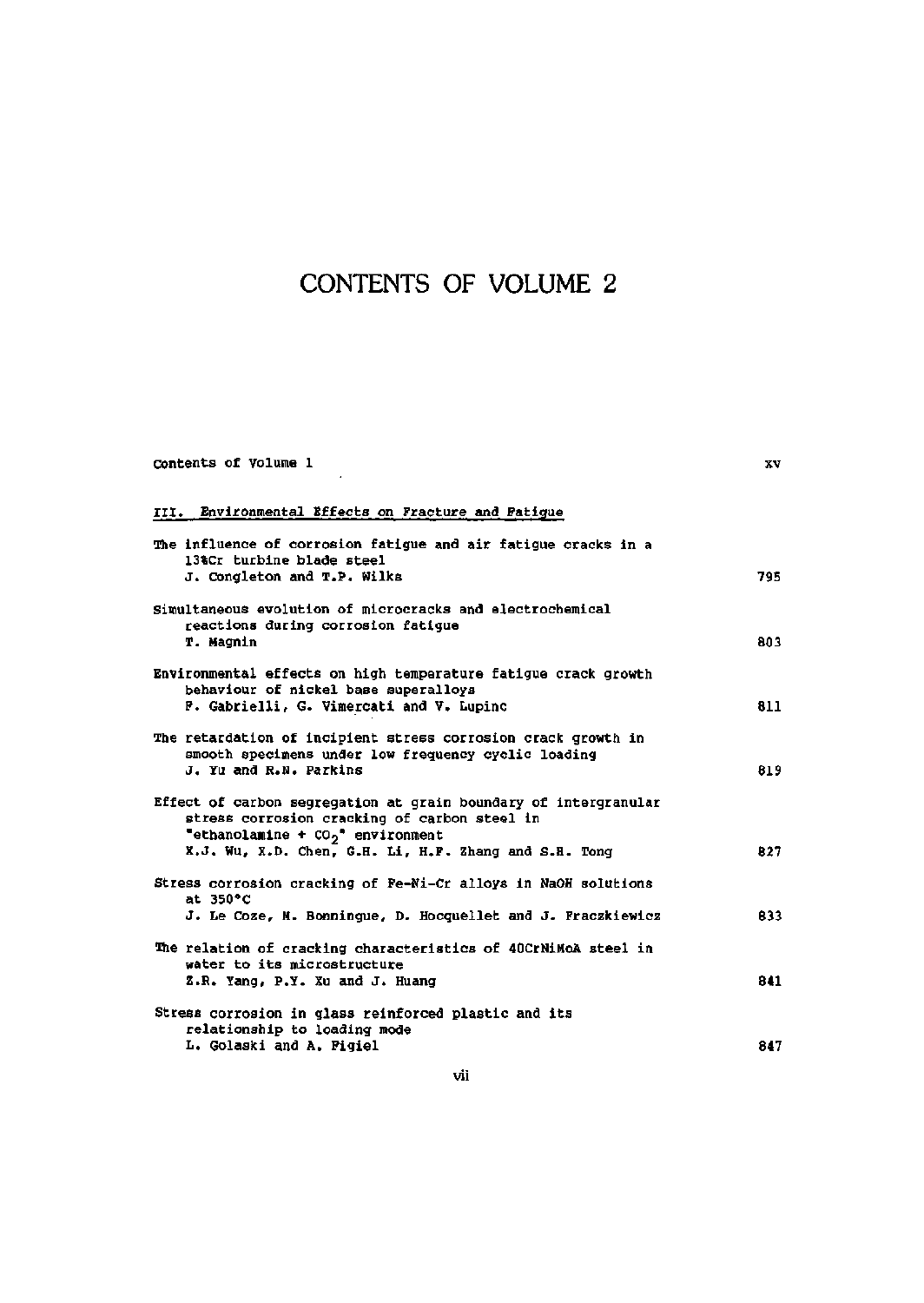# CONTENTS OF VOLUME 2

Contents of Volume 1 ... xv

## III. Environmental Effects on Fracture and Fatigue

The influence of corrosion fatigue and air fatigue cracks in a 13%Cr turbine blade steel
J. Congleton and T.P. Wilks ... 795

Simultaneous evolution of microcracks and electrochemical reactions during corrosion fatigue
T. Magnin ... 803

Environmental effects on high temperature fatigue crack growth behaviour of nickel base superalloys
F. Gabrielli, G. Vimercati and V. Lupinc ... 811

The retardation of incipient stress corrosion crack growth in smooth specimens under low frequency cyclic loading
J. Yu and R.N. Parkins ... 819

Effect of carbon segregation at grain boundary of intergranular stress corrosion cracking of carbon steel in "ethanolamine + $CO_2$" environment
X.J. Wu, X.D. Chen, G.H. Li, H.F. Zhang and S.H. Tong ... 827

Stress corrosion cracking of Fe-Ni-Cr alloys in NaOH solutions at 350°C
J. Le Coze, M. Bonningue, D. Hocquellet and J. Fraczkiewicz ... 833

The relation of cracking characteristics of 40CrNiMoA steel in water to its microstructure
Z.R. Yang, P.Y. Xu and J. Huang ... 841

Stress corrosion in glass reinforced plastic and its relationship to loading mode
L. Golaski and A. Figiel ... 847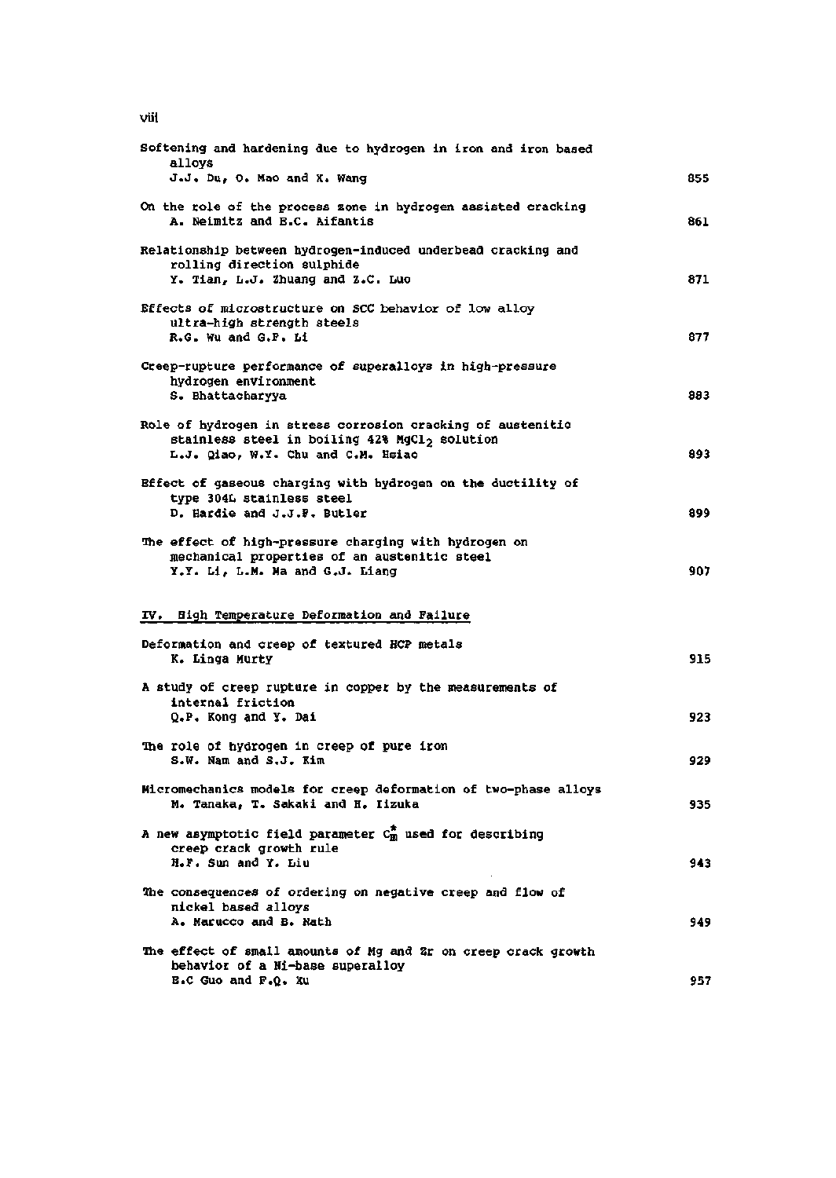Softening and hardening due to hydrogen in iron and iron based alloys
J.J. Du, O. Mao and X. Wang 855

On the role of the process zone in hydrogen assisted cracking
A. Neimitz and E.C. Aifantis 861

Relationship between hydrogen-induced underbead cracking and rolling direction sulphide
Y. Tian, L.J. Zhuang and Z.C. Luo 871

Effects of microstructure on SCC behavior of low alloy ultra-high strength steels
R.G. Wu and G.P. Li 877

Creep-rupture performance of superalloys in high-pressure hydrogen environment
S. Bhattacharyya 883

Role of hydrogen in stress corrosion cracking of austenitic stainless steel in boiling 42% $MgCl_2$ solution
L.J. Qiao, W.Y. Chu and C.M. Hsiao 893

Effect of gaseous charging with hydrogen on the ductility of type 304L stainless steel
D. Hardie and J.J.F. Butler 899

The effect of high-pressure charging with hydrogen on mechanical properties of an austenitic steel
Y.Y. Li, L.M. Ma and G.J. Liang 907

## IV. High Temperature Deformation and Failure

Deformation and creep of textured HCP metals
K. Linga Murty 915

A study of creep rupture in copper by the measurements of internal friction
Q.P. Kong and Y. Dai 923

The role of hydrogen in creep of pure iron
S.W. Nam and S.J. Kim 929

Micromechanics models for creep deformation of two-phase alloys
M. Tanaka, T. Sakaki and H. Iizuka 935

A new asymptotic field parameter $C_m^*$ used for describing creep crack growth rule
H.F. Sun and Y. Liu 943

The consequences of ordering on negative creep and flow of nickel based alloys
A. Marucco and B. Nath 949

The effect of small amounts of Mg and Zr on creep crack growth behavior of a Ni-base superalloy
B.C Guo and F.Q. Xu 957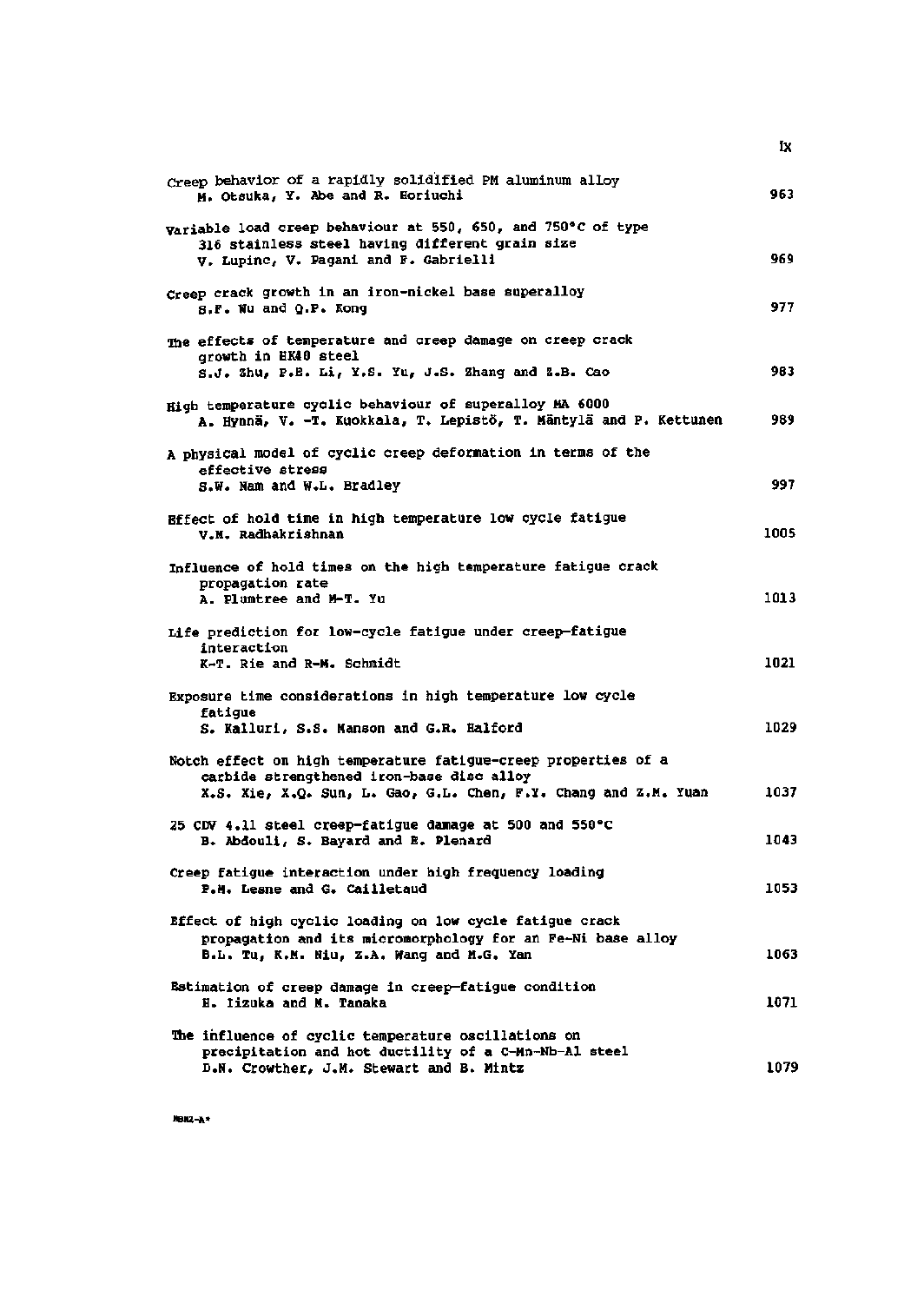| | |
|---|---|
| Creep behavior of a rapidly solidified PM aluminum alloy<br>M. Otsuka, Y. Abe and R. Horiuchi | 963 |
| Variable load creep behaviour at 550, 650, and 750°C of type 316 stainless steel having different grain size<br>V. Lupinc, V. Pagani and F. Gabrielli | 969 |
| Creep crack growth in an iron-nickel base superalloy<br>S.F. Wu and Q.P. Kong | 977 |
| The effects of temperature and creep damage on creep crack growth in HK40 steel<br>S.J. Zhu, P.H. Li, Y.S. Yu, J.S. Zhang and Z.B. Cao | 983 |
| High temperature cyclic behaviour of superalloy MA 6000<br>A. Hynnä, V. -T. Kuokkala, T. Lepistö, T. Mäntylä and P. Kettunen | 989 |
| A physical model of cyclic creep deformation in terms of the effective stress<br>S.W. Nam and W.L. Bradley | 997 |
| Effect of hold time in high temperature low cycle fatigue<br>V.M. Radhakrishnan | 1005 |
| Influence of hold times on the high temperature fatigue crack propagation rate<br>A. Plumtree and M-T. Yu | 1013 |
| Life prediction for low-cycle fatigue under creep-fatigue interaction<br>K-T. Rie and R-M. Schmidt | 1021 |
| Exposure time considerations in high temperature low cycle fatigue<br>S. Kalluri, S.S. Manson and G.R. Halford | 1029 |
| Notch effect on high temperature fatigue-creep properties of a carbide strengthened iron-base disc alloy<br>X.S. Xie, X.Q. Sun, L. Gao, G.L. Chen, F.Y. Chang and Z.M. Yuan | 1037 |
| 25 CDV 4.11 steel creep-fatigue damage at 500 and 550°C<br>B. Abdouli, S. Bayard and E. Plenard | 1043 |
| Creep fatigue interaction under high frequency loading<br>P.M. Lesne and G. Cailletaud | 1053 |
| Effect of high cyclic loading on low cycle fatigue crack propagation and its micromorphology for an Fe-Ni base alloy<br>B.L. Tu, K.M. Niu, Z.A. Wang and M.G. Yan | 1063 |
| Estimation of creep damage in creep-fatigue condition<br>H. Iizuka and M. Tanaka | 1071 |
| The influence of cyclic temperature oscillations on precipitation and hot ductility of a C-Mn-Nb-Al steel<br>D.N. Crowther, J.M. Stewart and B. Mintz | 1079 |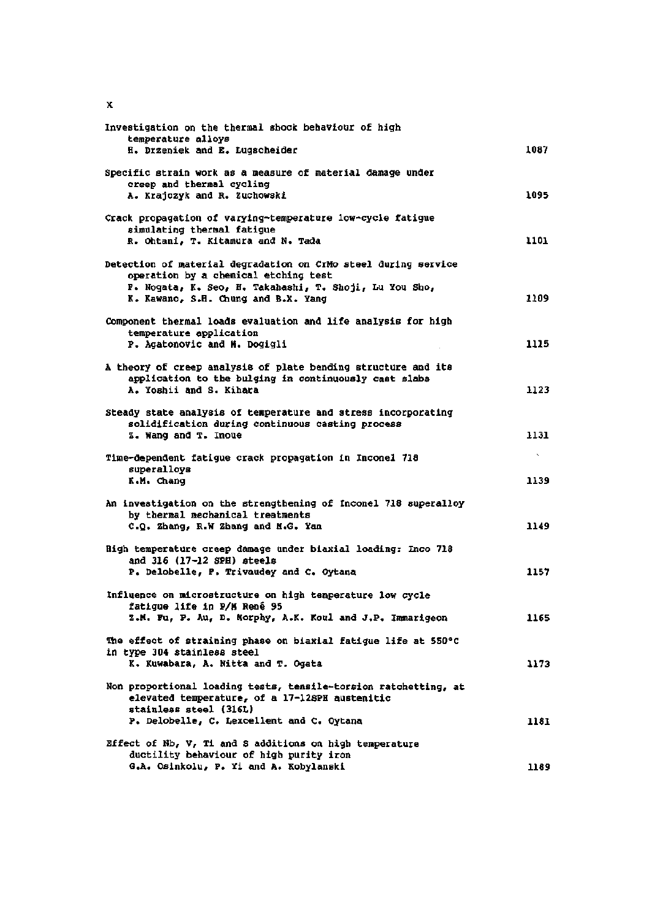| | |
|---|---|
| Investigation on the thermal shock behaviour of high temperature alloys<br>H. Drzeniek and E. Lugscheider | 1087 |
| Specific strain work as a measure of material damage under creep and thermal cycling<br>A. Krajczyk and R. Żuchowski | 1095 |
| Crack propagation of varying-temperature low-cycle fatigue simulating thermal fatigue<br>R. Ohtani, T. Kitamura and N. Tada | 1101 |
| Detection of material degradation on CrMo steel during service operation by a chemical etching test<br>F. Nogata, K. Seo, H. Takahashi, T. Shoji, Lu You Sho, K. Kawano, S.H. Chung and B.X. Yang | 1109 |
| Component thermal loads evaluation and life analysis for high temperature application<br>P. Agatonovic and M. Dogigli | 1115 |
| A theory of creep analysis of plate bending structure and its application to the bulging in continuously cast slabs<br>A. Yoshii and S. Kihara | 1123 |
| Steady state analysis of temperature and stress incorporating solidification during continuous casting process<br>Z. Wang and T. Inoue | 1131 |
| Time-dependent fatigue crack propagation in Inconel 718 superalloys<br>K.M. Chang | 1139 |
| An investigation on the strengthening of Inconel 718 superalloy by thermal mechanical treatments<br>C.Q. Zhang, R.W Zhang and M.G. Yan | 1149 |
| High temperature creep damage under biaxial loading: Inco 718 and 316 (17-12 SPH) steels<br>P. Delobelle, F. Trivaudey and C. Oytana | 1157 |
| Influence on microstructure on high temperature low cycle fatigue life in P/M René 95<br>Z.M. Fu, P. Au, D. Morphy, A.K. Koul and J.P. Immarigeon | 1165 |
| The effect of straining phase on biaxial fatigue life at 550°C in type 304 stainless steel<br>K. Kuwabara, A. Nitta and T. Ogata | 1173 |
| Non proportional loading tests, tensile-torsion ratchetting, at elevated temperature, of a 17-12SPH austenitic stainless steel (316L)<br>P. Delobelle, C. Lexcellent and C. Oytana | 1181 |
| Effect of Nb, V, Ti and S additions on high temperature ductility behaviour of high purity iron<br>G.A. Osinkolu, F. Yi and A. Kobylanski | 1189 |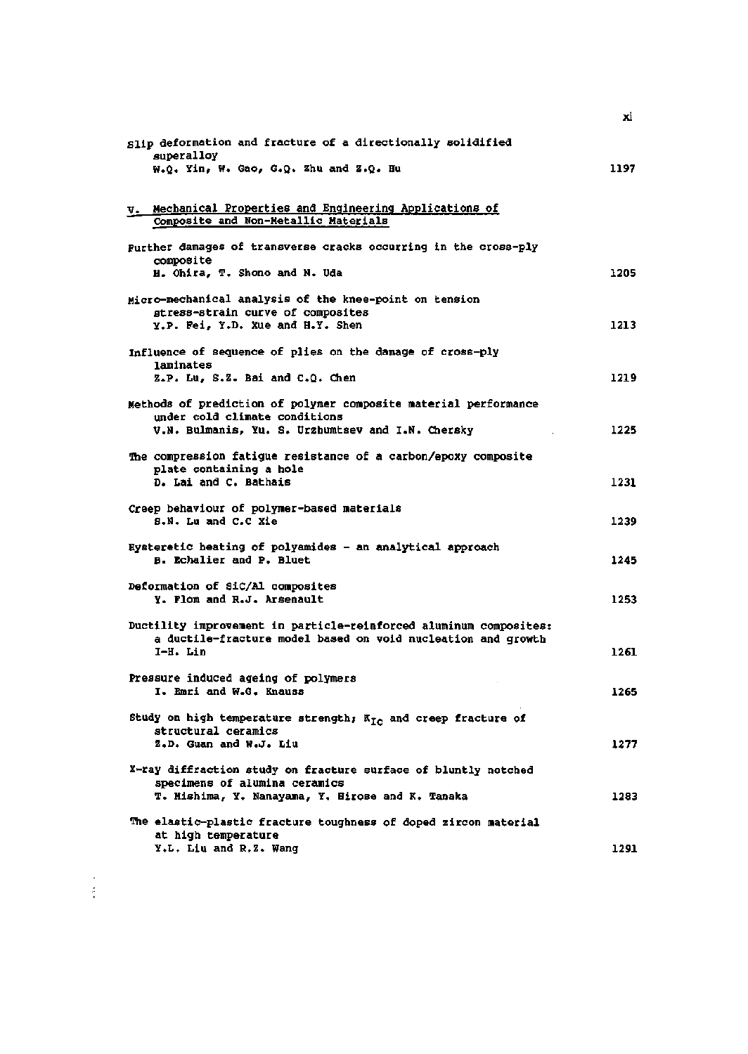Slip deformation and fracture of a directionally solidified superalloy
W.Q. Yin, W. Gao, G.Q. Zhu and Z.Q. Hu — 1197

## V. Mechanical Properties and Engineering Applications of Composite and Non-Metallic Materials

Further damages of transverse cracks occurring in the cross-ply composite
H. Ohira, T. Shono and N. Uda — 1205

Micro-mechanical analysis of the knee-point on tension stress-strain curve of composites
Y.P. Fei, Y.D. Xue and H.Y. Shen — 1213

Influence of sequence of plies on the damage of cross-ply laminates
Z.P. Lu, S.Z. Bai and C.Q. Chen — 1219

Methods of prediction of polymer composite material performance under cold climate conditions
V.N. Bulmanis, Yu. S. Urzhumtsev and I.N. Chersky — 1225

The compression fatigue resistance of a carbon/epoxy composite plate containing a hole
D. Lai and C. Bathais — 1231

Creep behaviour of polymer-based materials
S.N. Lu and C.C Xie — 1239

Hysteretic heating of polyamides - an analytical approach
B. Echalier and P. Bluet — 1245

Deformation of SiC/Al composites
Y. Flom and R.J. Arsenault — 1253

Ductility improvement in particle-reinforced aluminum composites: a ductile-fracture model based on void nucleation and growth
I-H. Lin — 1261

Pressure induced ageing of polymers
I. Emri and W.G. Knauss — 1265

Study on high temperature strength; $K_{IC}$ and creep fracture of structural ceramics
Z.D. Guan and W.J. Liu — 1277

X-ray diffraction study on fracture surface of bluntly notched specimens of alumina ceramics
T. Mishima, Y. Nanayama, Y. Hirose and K. Tanaka — 1283

The elastic-plastic fracture toughness of doped zircon material at high temperature
Y.L. Liu and R.Z. Wang — 1291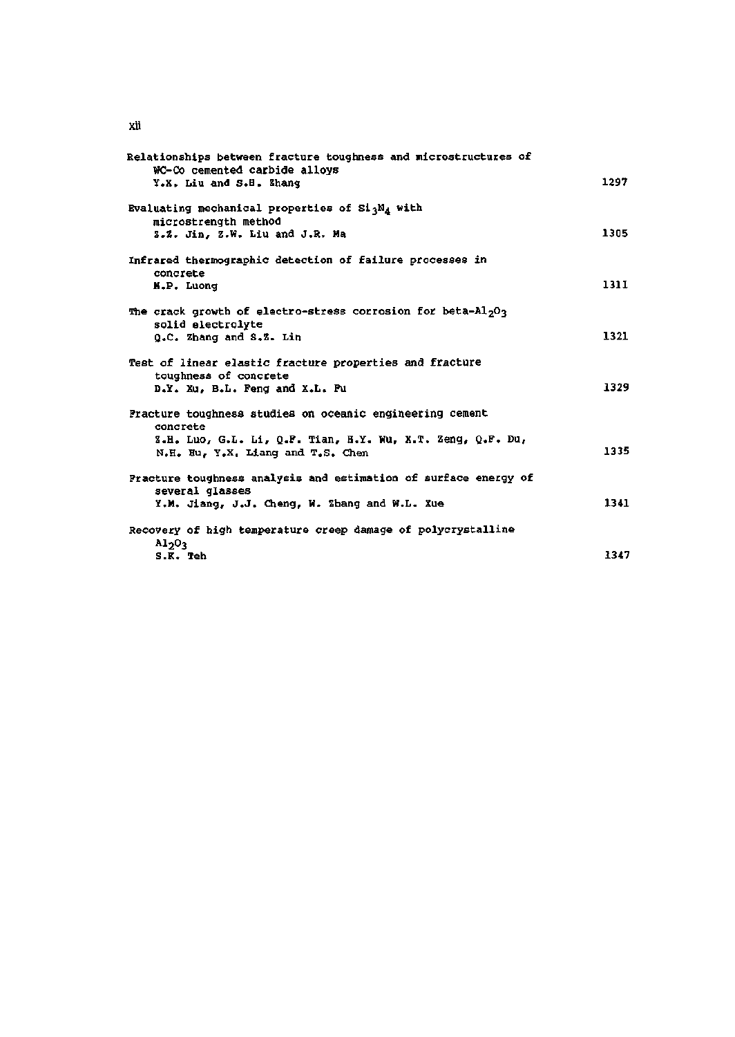| | |
|---|---|
| Relationships between fracture toughness and microstructures of WC-Co cemented carbide alloys<br>Y.X. Liu and S.H. Zhang | 1297 |
| Evaluating mechanical properties of $Si_3N_4$ with microstrength method<br>Z.Z. Jin, Z.W. Liu and J.R. Ma | 1305 |
| Infrared thermographic detection of failure processes in concrete<br>M.P. Luong | 1311 |
| The crack growth of electro-stress corrosion for beta-$Al_2O_3$ solid electrolyte<br>Q.C. Zhang and S.Z. Lin | 1321 |
| Test of linear elastic fracture properties and fracture toughness of concrete<br>D.Y. Xu, B.L. Feng and X.L. Fu | 1329 |
| Fracture toughness studies on oceanic engineering cement concrete<br>Z.H. Luo, G.L. Li, Q.F. Tian, H.Y. Wu, X.T. Zeng, Q.F. Du, N.H. Hu, Y.X. Liang and T.S. Chen | 1335 |
| Fracture toughness analysis and estimation of surface energy of several glasses<br>Y.M. Jiang, J.J. Cheng, W. Zhang and W.L. Xue | 1341 |
| Recovery of high temperature creep damage of polycrystalline $Al_2O_3$<br>S.K. Teh | 1347 |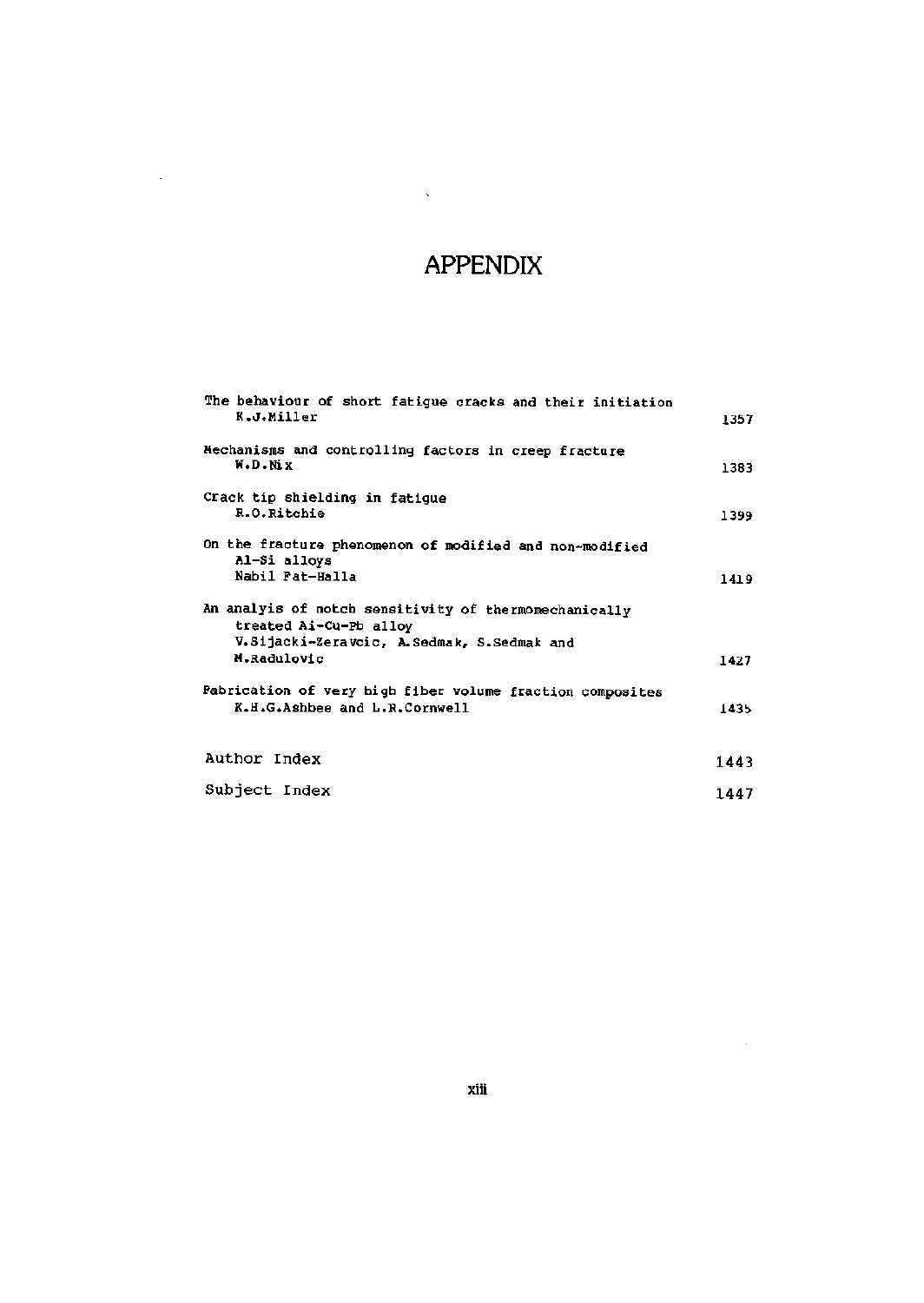# APPENDIX

The behaviour of short fatigue cracks and their initiation
K.J.Miller — 1357

Mechanisms and controlling factors in creep fracture
W.D.Nix — 1383

Crack tip shielding in fatigue
R.O.Ritchie — 1399

On the fracture phenomenon of modified and non-modified Al-Si alloys
Nabil Fat-Halla — 1419

An analyis of notch sensitivity of thermomechanically treated Ai-Cu-Pb alloy
V.Sijacki-Zeravcic, A.Sedmak, S.Sedmak and M.Radulovic — 1427

Fabrication of very high fiber volume fraction composites
K.H.G.Ashbee and L.R.Cornwell — 1435

Author Index — 1443

Subject Index — 1447